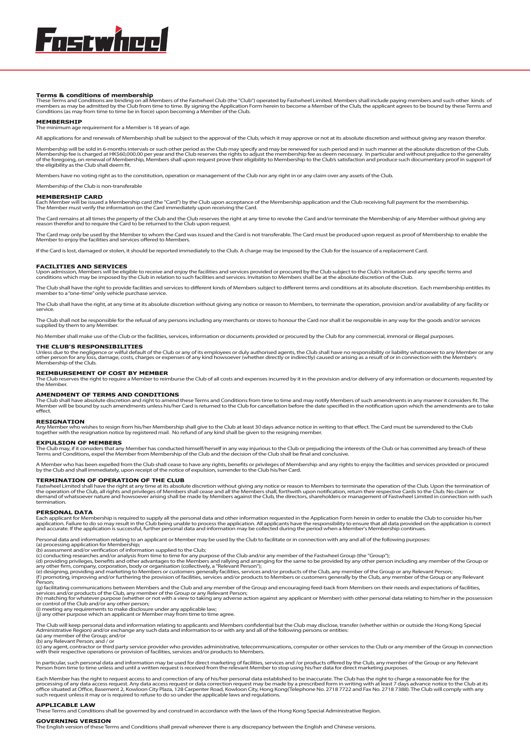# Fastwheel

## Terms & conditions of membership

These Terms and Conditions are binding on all Members of the Fastwheel Club (the "Club") operated by Fastwheel Limited. Members shall include paying members and such other kinds of members as may be admitted by the Club from time to time. By signing the Application Form herein to become a Member of the Club, the applicant agrees to be bound by these Terms and Conditions (as may from time to time be in force) upon becoming a Member of the Club.

### MEMBERSHIP

The minimum age requirement for a Member is 18 years of age.

All applications for and renewals of Membership shall be subject to the approval of the Club, which it may approve or not at its absolute discretion and without giving any reason therefor.

Membership will be sold in 6-months intervals or such other period as the Club may specify and may be renewed for such period and in such manner at the absolute discretion of the Club. Membership fee is charged at HK$60,000.00 per year and the Club reserves the rights to adjust the membership fee as deem necessary. In particular and without prejudice to the generality of the foregoing, on renewal of Membership, Members shall upon request prove their eligibility to Membership to the Club's satisfaction and produce such documentary proof in support of the eligibility as the Club shall deem fit.

Members have no voting right as to the constitution, operation or management of the Club nor any right in or any claim over any assets of the Club.

Membership of the Club is non-transferable

### MEMBERSHIP CARD

Each Member will be issued a Membership card (the "Card") by the Club upon acceptance of the Membership application and the Club receiving full payment for the membership. The Member must verify the information on the Card immediately upon receiving the Card.

The Card remains at all times the property of the Club and the Club reserves the right at any time to revoke the Card and/or terminate the Membership of any Member without giving any reason therefor and to require the Card to be returned to the Club upon request.

The Card may only be used by the Member to whom the Card was issued and the Card is not transferable. The Card must be produced upon request as proof of Membership to enable the Member to enjoy the facilities and services offered to Members.

If the Card is lost, damaged or stolen, it should be reported immediately to the Club. A charge may be imposed by the Club for the issuance of a replacement Card.

### FACILITIES AND SERVICES

Upon admission, Members will be eligible to receive and enjoy the facilities and services provided or procured by the Club subject to the Club's invitation and any specific terms and conditions which may be imposed by the Club in relation to such facilities and services. Invitation to Members shall be at the absolute discretion of the Club.

The Club shall have the right to provide facilities and services to different kinds of Members subject to different terms and conditions at its absolute discretion. Each membership entitles its member to a "one-time" only vehicle purchase service.

The Club shall have the right, at any time at its absolute discretion without giving any notice or reason to Members, to terminate the operation, provision and/or availability of any facility or service.

The Club shall not be responsible for the refusal of any persons including any merchants or stores to honour the Card nor shall it be responsible in any way for the goods and/or services supplied by them to any Member.

No Member shall make use of the Club or the facilities, services, information or documents provided or procured by the Club for any commercial, immoral or illegal purposes.

### THE CLUB'S RESPONSIBILITIES

Unless due to the negligence or wilful default of the Club or any of its employees or duly authorised agents, the Club shall have no responsibility or liability whatsoever to any Member or any other person for any loss, damage, costs, charges or expenses of any kind howsoever (whether directly or indirectly) caused or arising as a result of or in connection with the Member's Membership of the Club.

### REIMBURSEMENT OF COST BY MEMBER

The Club reserves the right to require a Member to reimburse the Club of all costs and expenses incurred by it in the provision and/or delivery of any information or documents requested by the Member.

### AMENDMENT OF TERMS AND CONDITIONS

The Club shall have absolute discretion and right to amend these Terms and Conditions from time to time and may notify Members of such amendments in any manner it considers fit. The Member will be bound by such amendments unless his/her Card is returned to the Club for cancellation before the date specified in the notification upon which the amendments are to take effect.

### RESIGNATION

Any Member who wishes to resign from his/her Membership shall give to the Club at least 30 days advance notice in writing to that effect. The Card must be surrendered to the Club together with the resignation notice by registered mail. No refund of any kind shall be given to the resigning member.

### EXPULSION OF MEMBERS

The Club may, if it considers that any Member has conducted himself/herself in any way injurious to the Club or prejudicing the interests of the Club or has committed any breach of these Terms and Conditions, expel the Member from Membership of the Club and the decision of the Club shall be final and conclusive.

A Member who has been expelled from the Club shall cease to have any rights, benefits or privileges of Membership and any rights to enjoy the facilities and services provided or procured by the Club and shall immediately, upon receipt of the notice of expulsion, surrender to the Club his/her Card.

### TERMINATION OF OPERATION OF THE CLUB

Fastwheel Limited shall have the right at any time at its absolute discretion without giving any notice or reason to Members to terminate the operation of the Club. Upon the termination of the operation of the Club, all rights and privileges of Members shall cease and all the Members shall, forthwith upon notification, return their respective Cards to the Club. No claim or demand of whatsoever nature and howsoever arising shall be made by Members against the Club, the directors, shareholders or management of Fastwheel Limited in connection with such termination.

### PERSONAL DATA

Each applicant for Membership is required to supply all the personal data and other information requested in the Application Form herein in order to enable the Club to consider his/her application. Failure to do so may result in the Club being unable to process the application. All applicants have the responsibility to ensure that all data provided on the application is correct and accurate. If the application is successful, further personal data and information may be collected during the period when a Member's Membership continues.

Personal data and information relating to an applicant or Member may be used by the Club to facilitate or in connection with any and all of the following purposes:
(a) processing application for Membership;
(b) assessment and/or verification of information supplied to the Club;
(c) conducting researches and/or analysis from time to time for any purpose of the Club and/or any member of the Fastwheel Group (the "Group");
(d) providing privileges, benefits and other advantages to the Members and rallying and arranging for the same to be provided by any other person including any member of the Group or any other firm, company, corporation, body or organisation (collectively, a "Relevant Person");
(e) designing, providing and marketing to Members or customers generally facilities, services and/or products of the Club, any member of the Group or any Relevant Person;
(f) promoting, improving and/or furthering the provision of facilities, services and/or products to Members or customers generally by the Club, any member of the Group or any Relevant Person;
(g) facilitating communications between Members and the Club and any member of the Group and encouraging feed-back from Members on their needs and expectations of facilities, services and/or products of the Club, any member of the Group or any Relevant Person;
(h) matching for whatever purpose (whether or not with a view to taking any adverse action against any applicant or Member) with other personal data relating to him/her in the possession or control of the Club and/or any other person;
(i) meeting any requirements to make disclosure under any applicable law;
(j) any other purpose which an applicant or Member may from time to time agree.

The Club will keep personal data and information relating to applicants and Members confidential but the Club may disclose, transfer (whether within or outside the Hong Kong Special Administrative Region) and/or exchange any such data and information to or with any and all of the following persons or entities:
(a) any member of the Group; and/or
(b) any Relevant Person; and / or
(c) any agent, contractor or third party service provider who provides administrative, telecommunications, computer or other services to the Club or any member of the Group in connection with their respective operations or provision of facilities, services and/or products to Members.

In particular, such personal data and information may be used for direct marketing of facilities, services and /or products offered by the Club, any member of the Group or any Relevant Person from time to time unless and until a written request is received from the relevant Member to stop using his/her data for direct marketing purposes.

Each Member has the right to request access to and correction of any of his/her personal data established to be inaccurate. The Club has the right to charge a reasonable fee for the processing of any data access request. Any data access request or data correction request may be made by a prescribed form in writing with at least 7 days advance notice to the Club at its office situated at Office, Basement 2, Kowloon City Plaza, 128 Carpenter Road, Kowloon City, Hong Kong(Telephone No. 2718 7722 and Fax No. 2718 7388). The Club will comply with any such request unless it may or is required to refuse to do so under the applicable laws and regulations.

### APPLICABLE LAW

These Terms and Conditions shall be governed by and construed in accordance with the laws of the Hong Kong Special Administrative Region.

### GOVERNING VERSION

The English version of these Terms and Conditions shall prevail wherever there is any discrepancy between the English and Chinese versions.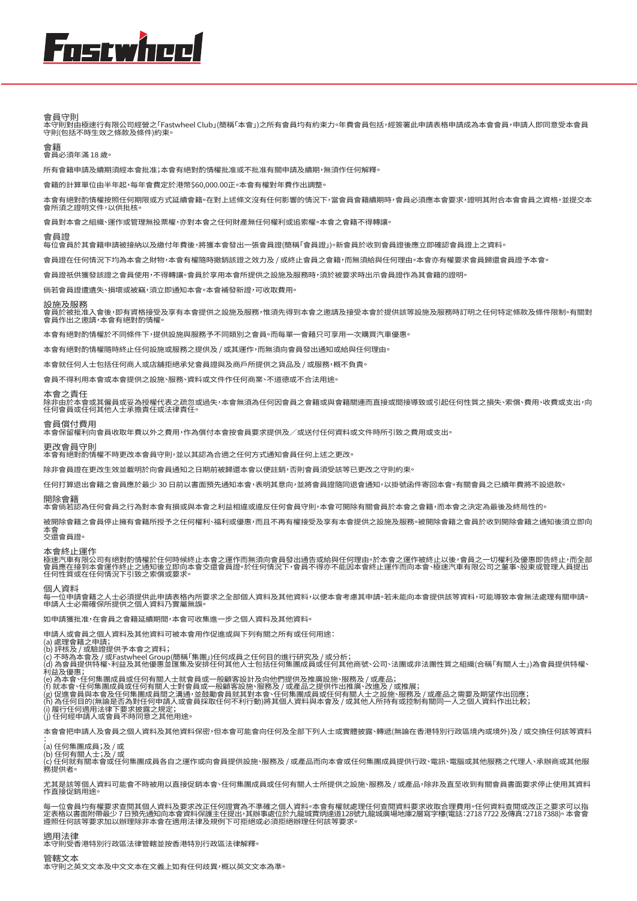# Fastwheel

## 會員守則

本守則對由極速行有限公司經營之「Fastwheel Club」(簡稱「本會」)之所有會員均有約束力。年費會員包括，經簽署此申請表格申請成為本會會員，申請人即同意受本會會員守則(包括不時生效之條款及條件)約束。

## 會籍

會員必須年滿 18 歲。

所有會籍申請及續期須經本會批准；本會有絕對酌情權批准或不批准有關申請及續期，無須作任何解釋。

會籍的計算單位由半年起，每年會費定於港幣$60,000.00正。本會有權對年費作出調整。

本會有絕對酌情權按照任何期限或方式延續會籍。在對上述條文沒有任何影響的情況下，當會員會籍續期時，會員必須應本會要求，證明其附合本會會員之資格，並提交本會所須之證明文件，以供批核。

會員對本會之組織、運作或管理無投票權，亦對本會之任何財產無任何權利或追索權。本會之會籍不得轉讓。

## 會員證

每位會員於其會籍申請被接納以及繳付年費後，將獲本會發出一張會員證(簡稱「會員證」)。新會員於收到會員證後應立即確認會員證上之資料。

會員證在任何情況下均為本會之財物，本會有權隨時撤銷該證之效力及 / 或終止會員之會籍，而無須給與任何理由。本會亦有權要求會員歸還會員證予本會。

會員證祇供獲發該證之會員使用，不得轉讓。會員於享用本會所提供之設施及服務時，須於被要求時出示會員證作為其會籍的證明。

倘若會員證遭遺失、損壞或被竊，須立即通知本會。本會補發新證，可收取費用。

## 設施及服務

會員於被批准入會後，即有資格接受及享有本會提供之設施及服務，惟須先得到本會之邀請及接受本會於提供該等設施及服務時訂明之任何特定條款及條件限制。有關對會員作出之邀請，本會有絕對酌情權。

本會有絕對酌情權於不同條件下，提供設施與服務予不同類別之會員。而每單一會籍只可享用一次購買汽車優惠。

本會有絕對酌情權隨時終止任何設施或服務之提供及 / 或其運作，而無須向會員發出通知或給與任何理由。

本會就任何人士包括任何商人或店舖拒絕承兌會員證與及商戶所提供之貨品及 / 或服務，概不負責。

會員不得利用本會或本會提供之設施、服務、資料或文件作任何商業、不道德或不合法用途。

## 本會之責任

除非由於本會或其僱員或妥為授權代表之疏忽或過失，本會無須為任何因會員之會籍或與會籍關連而直接或間接導致或引起任何性質之損失、索償、費用、收費或支出，向任何會員或任何其他人士承擔責任或法律責任。

## 會員償付費用

本會保留權利向會員收取年費以外之費用，作為償付本會按會員要求提供及／或送付任何資料或文件時所引致之費用或支出。

## 更改會員守則

本會有絕對酌情權不時更改本會員守則，並以其認為合適之任何方式通知會員任何上述之更改。

除非會員證在更改生效並載明於向會員通知之日期前被歸還本會以便註銷，否則會員須受該等已更改之守則約束。

任何打算退出會籍之會員應於最少 30 日前以書面預先通知本會，表明其意向，並將會員證隨同退會通知，以掛號函件寄回本會。有關會員之已繳年費將不設退款。

## 開除會籍

本會倘若認為任何會員之行為對本會有損或與本會之利益相違或違反任何會員守則，本會可開除有關會員於本會之會籍，而本會之決定為最後及終局性的。

被開除會籍之會員停止擁有會籍所授予之任何權利、福利或優惠，而且不再有權接受及享有本會提供之設施及服務。被開除會籍之會員於收到開除會籍之通知後須立即向本會
交還會員證。

## 本會終止運作

極速汽車有限公司有絕對酌情權於任何時候終止本會之運作而無須向會員發出通告或給與任何理由。於本會之運作被終止以後，會員之一切權利及優惠即告終止，而全部會員應在接到本會運作終止之通知後立即向本會交還會員證。於任何情況下，會員不得亦不能因本會終止運作而向本會、極速汽車有限公司之董事、股東或管理人員提出任何性質或在任何情況下引致之索償或要求。

## 個人資料

每一位申請會籍之人士必須提供此申請表格內所要求之全部個人資料及其他資料，以便本會考慮其申請。若未能向本會提供該等資料，可能導致本會無法處理有關申請。申請人士必需確保所提供之個人資料乃實屬無誤。

如申請獲批准，在會員之會籍延續期間，本會可收集進一步之個人資料及其他資料。

申請人或會員之個人資料及其他資料可被本會用作促進或與下列有關之所有或任何用途：

(a) 處理會籍之申請；
(b) 評核及 / 或驗證提供予本會之資料；
(c) 不時為本會及 / 或Fastwheel Group(簡稱「集團」)任何成員之任何目的進行研究及 / 或分析；
(d) 為會員提供特權、利益及其他優惠並匯集及安排任何其他人士包括任何集團成員或任何其他商號、公司、法團或非法團性質之組織(合稱「有關人士」)為會員提供特權、利益及優惠；
(e) 為本會、任何集團成員或任何有關人士就會員或一般顧客設計及向他們提供及推廣設施、服務及 / 或產品；
(f) 就本會、任何集團成員或任何有關人士對會員或一般顧客設施、服務及 / 或產品之提供作出推廣、改進及 / 或推展；
(g) 促進會員與本會及任何集團成員間之溝通，並鼓勵會員就其對本會、任何集團成員或任何有關人士之設施、服務及 / 或產品之需要及期望作出回應；
(h) 為任何目的(無論是否為對任何申請人或會員採取任何不利行動)將其個人資料與本會及 / 或其他人所持有或控制有關同一人之個人資料作出比較；
(i) 履行任何適用法律下要求披露之規定；
(j) 任何經申請人或會員不時同意之其他用途。

本會會把申請人及會員之個人資料及其他資料保密，但本會可能會向任何及全部下列人士或實體披露、轉遞(無論在香港特別行政區境內或境外)及 / 或交換任何該等資料：

(a) 任何集團成員；及 / 或
(b) 任何有關人士；及 / 或
(c) 任何就有關本會或任何集團成員各自之運作或向會員提供設施、服務及 / 或產品而向本會或任何集團成員提供行政、電訊、電腦或其他服務之代理人、承辦商或其他服務提供者。

尤其是該等個人資料可能會不時被用以直接促銷本會、任何集團成員或任何有關人士所提供之設施、服務及 / 或產品，除非及直至收到有關會員書面要求停止使用其資料作直接促銷用途。

每一位會員均有權要求查閱其個人資料及要求改正任何證實為不準確之個人資料。本會有權就處理任何查閱資料要求收取合理費用。任何資料查閱或改正之要求可以指定表格以書面附帶最少 7 日預先通知向本會資料保護主任提出，其辦事處位於九龍城賈炳達道128號九龍城廣場地庫2層寫字樓(電話：2718 7722 及傳真：2718 7388)。本會會遵照任何該等要求加以辦理除非本會在適用法律及規例下可拒絕或必須拒絕辦理任何該等要求。

## 適用法律

本守則受香港特別行政區法律管轄並按香港特別行政區法律解釋。

## 管轄文本

本守則之英文文本及中文文本在文義上如有任何歧異，概以英文文本為準。